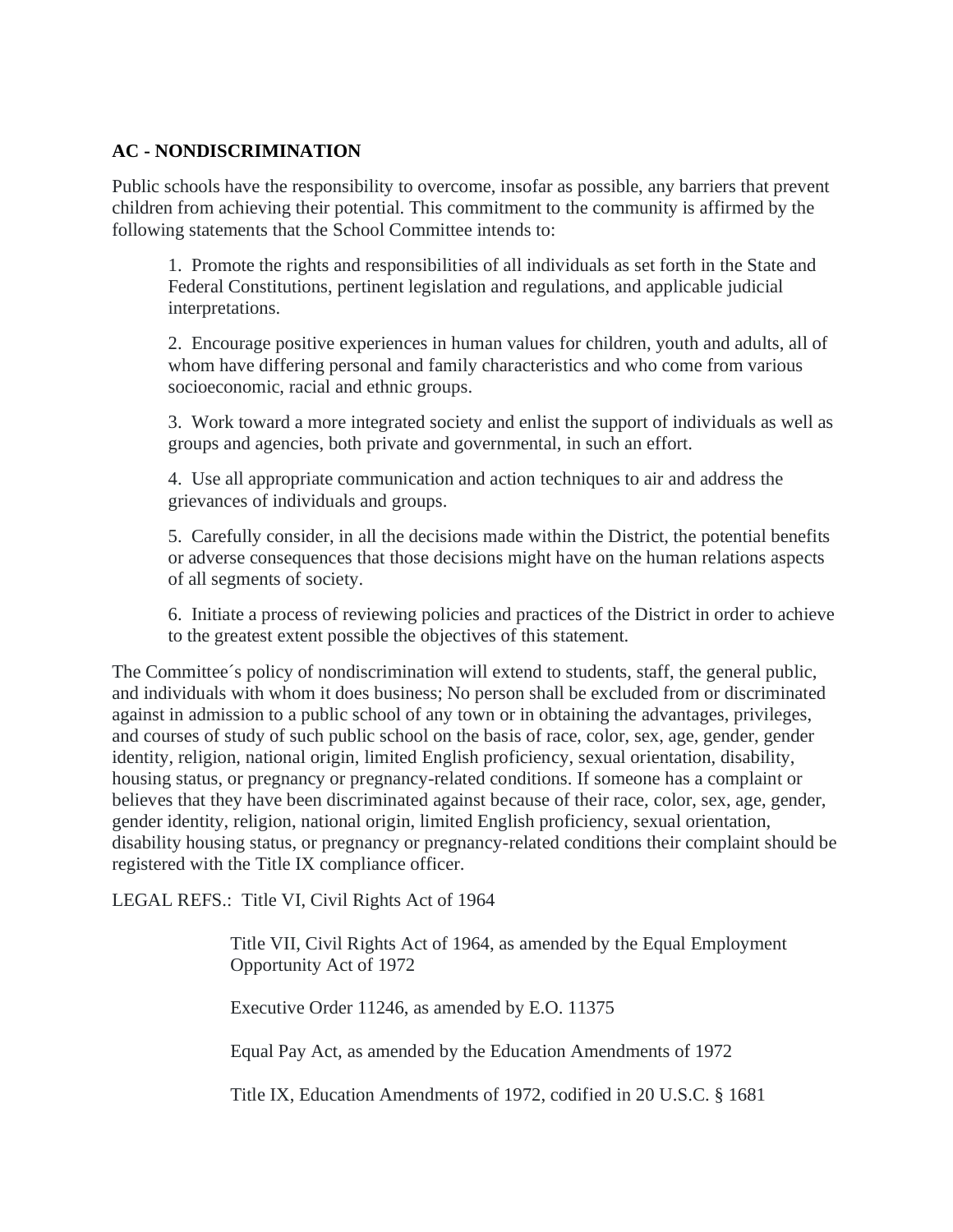**AC - NONDISCRIMINATION**

Public schools have the responsibility to overcome, insofar as possible, any barriers that prevent children from achieving their potential. This commitment to the community is affirmed by the following statements that the School Committee intends to:

1. Promote the rights and responsibilities of all individuals as set forth in the State and Federal Constitutions, pertinent legislation and regulations, and applicable judicial interpretations.

2. Encourage positive experiences in human values for children, youth and adults, all of whom have differing personal and family characteristics and who come from various socioeconomic, racial and ethnic groups.

3. Work toward a more integrated society and enlist the support of individuals as well as groups and agencies, both private and governmental, in such an effort.

4. Use all appropriate communication and action techniques to air and address the grievances of individuals and groups.

5. Carefully consider, in all the decisions made within the District, the potential benefits or adverse consequences that those decisions might have on the human relations aspects of all segments of society.

6. Initiate a process of reviewing policies and practices of the District in order to achieve to the greatest extent possible the objectives of this statement.

The Committee´s policy of nondiscrimination will extend to students, staff, the general public, and individuals with whom it does business; No person shall be excluded from or discriminated against in admission to a public school of any town or in obtaining the advantages, privileges, and courses of study of such public school on the basis of race, color, sex, age, gender, gender identity, religion, national origin, limited English proficiency, sexual orientation, disability, housing status, or pregnancy or pregnancy-related conditions. If someone has a complaint or believes that they have been discriminated against because of their race, color, sex, age, gender, gender identity, religion, national origin, limited English proficiency, sexual orientation, disability housing status, or pregnancy or pregnancy-related conditions their complaint should be registered with the Title IX compliance officer.

LEGAL REFS.: Title VI, Civil Rights Act of 1964

Title VII, Civil Rights Act of 1964, as amended by the Equal Employment Opportunity Act of 1972

Executive Order 11246, as amended by E.O. 11375

Equal Pay Act, as amended by the Education Amendments of 1972

Title IX, Education Amendments of 1972, codified in 20 U.S.C. § 1681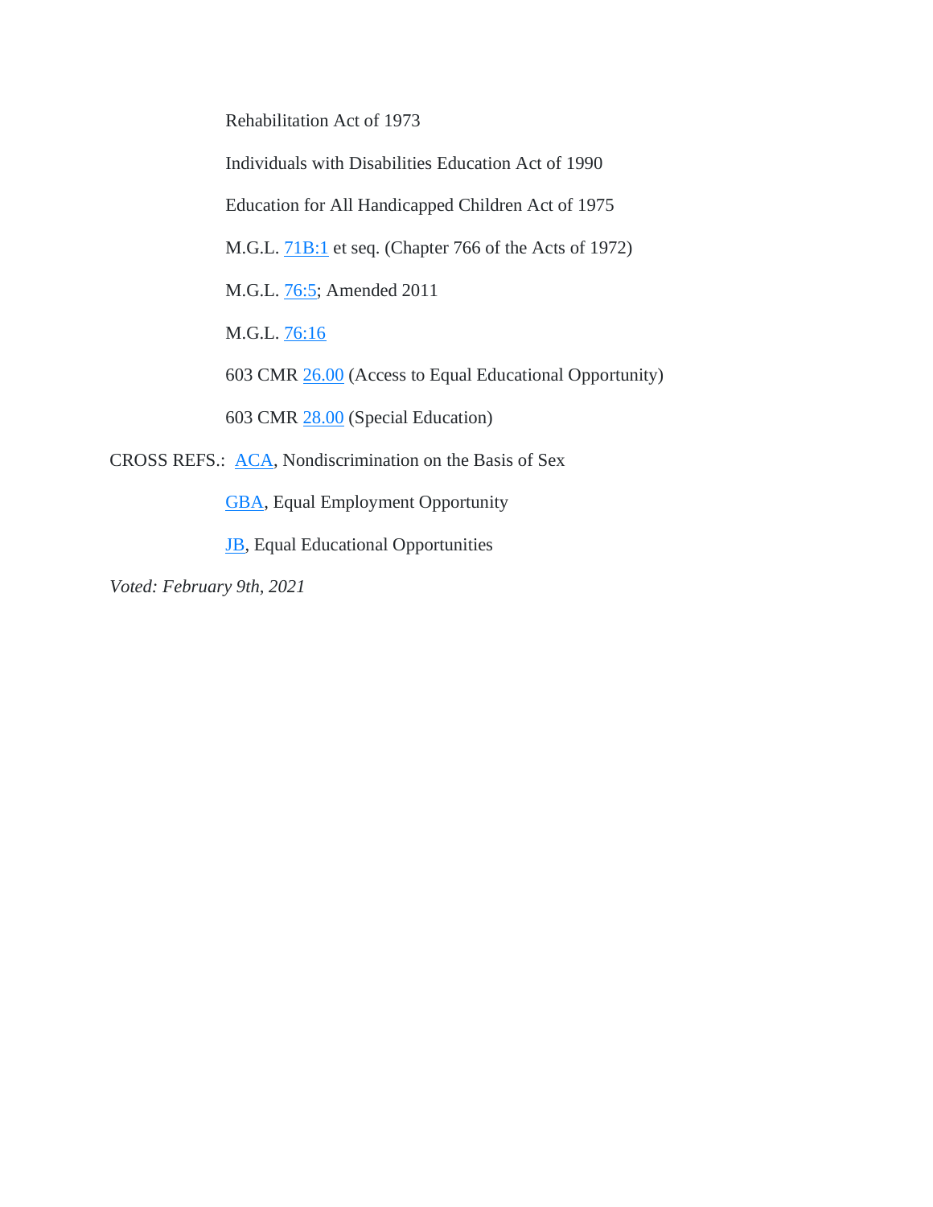Rehabilitation Act of 1973

Individuals with Disabilities Education Act of 1990

Education for All Handicapped Children Act of 1975

M.G.L. 71B:1 et seq. (Chapter 766 of the Acts of 1972)

M.G.L. 76:5; Amended 2011

M.G.L. 76:16

603 CMR 26.00 (Access to Equal Educational Opportunity)

603 CMR 28.00 (Special Education)

CROSS REFS.: ACA, Nondiscrimination on the Basis of Sex

GBA, Equal Employment Opportunity

JB, Equal Educational Opportunities

*Voted: February 9th, 2021*